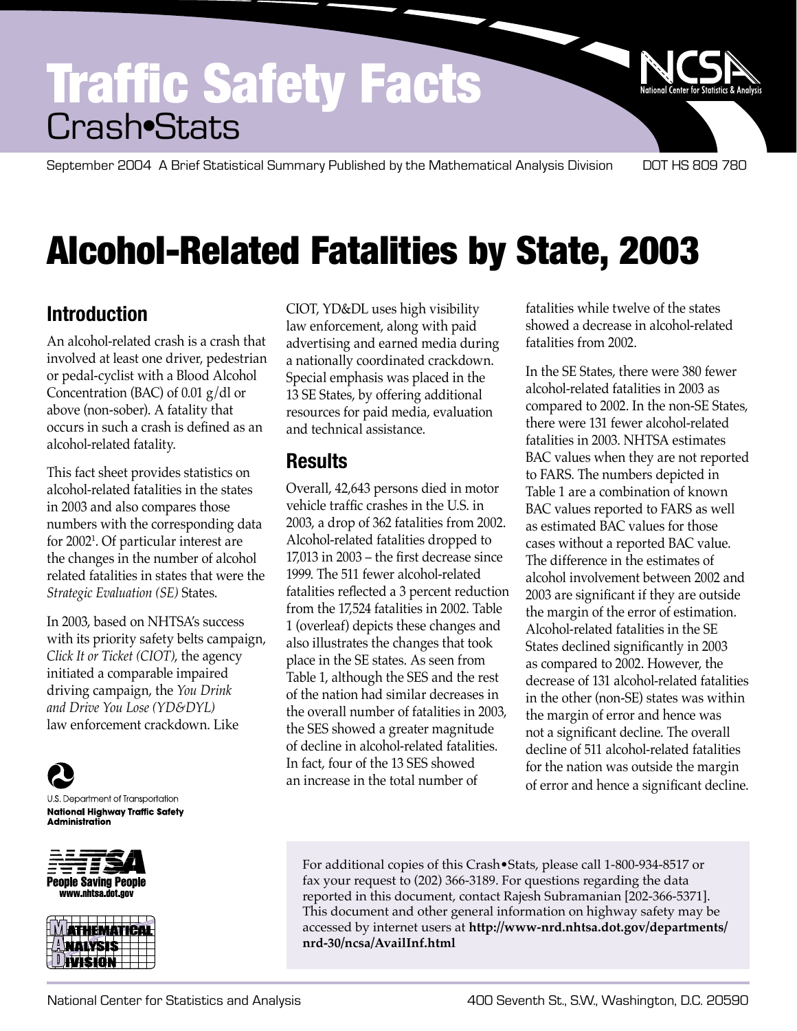# Traffic Safety Facts

Crash•Stats

September 2004 A Brief Statistical Summary Published by the Mathematical Analysis Division DOT HS 809 780

# Alcohol-Related Fatalities by State, 2003

## Introduction

An alcohol-related crash is a crash that involved at least one driver, pedestrian or pedal-cyclist with a Blood Alcohol Concentration (BAC) of 0.01 g/dl or above (non-sober). A fatality that occurs in such a crash is defined as an alcohol-related fatality.

This fact sheet provides statistics on alcohol-related fatalities in the states in 2003 and also compares those numbers with the corresponding data for 2002[1]. Of particular interest are the changes in the number of alcohol related fatalities in states that were the *Strategic Evaluation (SE)* States.

In 2003, based on NHTSA's success with its priority safety belts campaign, *Click It or Ticket (CIOT)*, the agency initiated a comparable impaired driving campaign, the *You Drink and Drive You Lose (YD&DYL)* law enforcement crackdown. Like CIOT, YD&DL uses high visibility law enforcement, along with paid advertising and earned media during a nationally coordinated crackdown. Special emphasis was placed in the 13 SE States, by offering additional resources for paid media, evaluation and technical assistance.

## Results

Overall, 42,643 persons died in motor vehicle traffic crashes in the U.S. in 2003, a drop of 362 fatalities from 2002. Alcohol-related fatalities dropped to 17,013 in 2003 – the first decrease since 1999. The 511 fewer alcohol-related fatalities reflected a 3 percent reduction from the 17,524 fatalities in 2002. Table 1 (overleaf) depicts these changes and also illustrates the changes that took place in the SE states. As seen from Table 1, although the SES and the rest of the nation had similar decreases in the overall number of fatalities in 2003, the SES showed a greater magnitude of decline in alcohol-related fatalities. In fact, four of the 13 SES showed an increase in the total number of fatalities while twelve of the states showed a decrease in alcohol-related fatalities from 2002.

In the SE States, there were 380 fewer alcohol-related fatalities in 2003 as compared to 2002. In the non-SE States, there were 131 fewer alcohol-related fatalities in 2003. NHTSA estimates BAC values when they are not reported to FARS. The numbers depicted in Table 1 are a combination of known BAC values reported to FARS as well as estimated BAC values for those cases without a reported BAC value. The difference in the estimates of alcohol involvement between 2002 and 2003 are significant if they are outside the margin of the error of estimation. Alcohol-related fatalities in the SE States declined significantly in 2003 as compared to 2002. However, the decrease of 131 alcohol-related fatalities in the other (non-SE) states was within the margin of error and hence was not a significant decline. The overall decline of 511 alcohol-related fatalities for the nation was outside the margin of error and hence a significant decline.

U.S. Department of Transportation
National Highway Traffic Safety Administration

NHTSA People Saving People www.nhtsa.dot.gov

Mathematical Analysis Division

For additional copies of this Crash•Stats, please call 1-800-934-8517 or fax your request to (202) 366-3189. For questions regarding the data reported in this document, contact Rajesh Subramanian [202-366-5371]. This document and other general information on highway safety may be accessed by internet users at **http://www-nrd.nhtsa.dot.gov/departments/nrd-30/ncsa/AvailInf.html**

National Center for Statistics and Analysis 400 Seventh St., S.W., Washington, D.C. 20590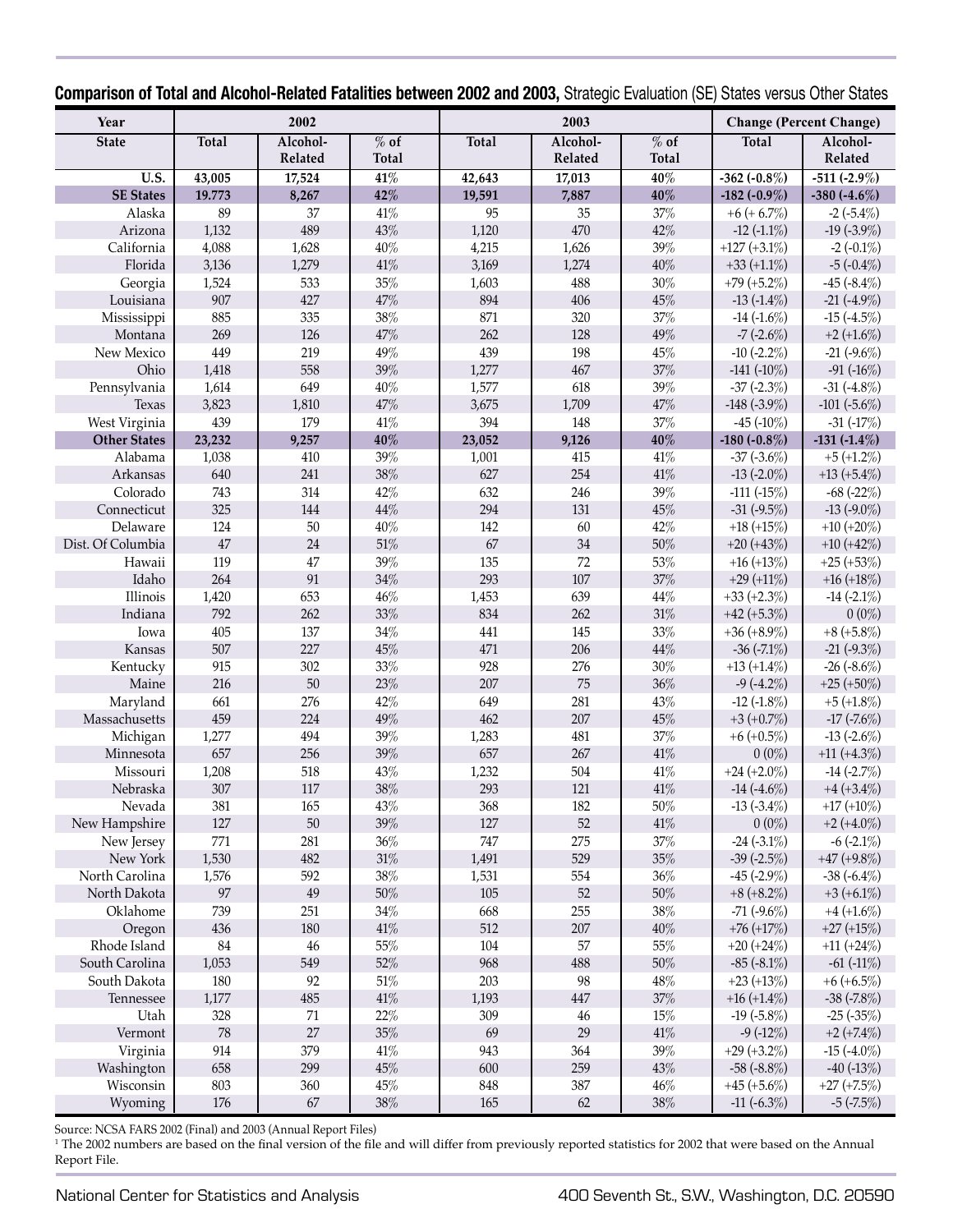**Comparison of Total and Alcohol-Related Fatalities between 2002 and 2003,** Strategic Evaluation (SE) States versus Other States

| Year | 2002 | | | 2003 | | | Change (Percent Change) | |
|---|---|---|---|---|---|---|---|---|
| State | Total | Alcohol-Related | % of Total | Total | Alcohol-Related | % of Total | Total | Alcohol-Related |
| **U.S.** | **43,005** | **17,524** | **41%** | **42,643** | **17,013** | **40%** | **-362 (-0.8%)** | **-511 (-2.9%)** |
| **SE States** | **19.773** | **8,267** | **42%** | **19,591** | **7,887** | **40%** | **-182 (-0.9%)** | **-380 (-4.6%)** |
| Alaska | 89 | 37 | 41% | 95 | 35 | 37% | +6 (+ 6.7%) | -2 (-5.4%) |
| Arizona | 1,132 | 489 | 43% | 1,120 | 470 | 42% | -12 (-1.1%) | -19 (-3.9%) |
| California | 4,088 | 1,628 | 40% | 4,215 | 1,626 | 39% | +127 (+3.1%) | -2 (-0.1%) |
| Florida | 3,136 | 1,279 | 41% | 3,169 | 1,274 | 40% | +33 (+1.1%) | -5 (-0.4%) |
| Georgia | 1,524 | 533 | 35% | 1,603 | 488 | 30% | +79 (+5.2%) | -45 (-8.4%) |
| Louisiana | 907 | 427 | 47% | 894 | 406 | 45% | -13 (-1.4%) | -21 (-4.9%) |
| Mississippi | 885 | 335 | 38% | 871 | 320 | 37% | -14 (-1.6%) | -15 (-4.5%) |
| Montana | 269 | 126 | 47% | 262 | 128 | 49% | -7 (-2.6%) | +2 (+1.6%) |
| New Mexico | 449 | 219 | 49% | 439 | 198 | 45% | -10 (-2.2%) | -21 (-9.6%) |
| Ohio | 1,418 | 558 | 39% | 1,277 | 467 | 37% | -141 (-10%) | -91 (-16%) |
| Pennsylvania | 1,614 | 649 | 40% | 1,577 | 618 | 39% | -37 (-2.3%) | -31 (-4.8%) |
| Texas | 3,823 | 1,810 | 47% | 3,675 | 1,709 | 47% | -148 (-3.9%) | -101 (-5.6%) |
| West Virginia | 439 | 179 | 41% | 394 | 148 | 37% | -45 (-10%) | -31 (-17%) |
| **Other States** | **23,232** | **9,257** | **40%** | **23,052** | **9,126** | **40%** | **-180 (-0.8%)** | **-131 (-1.4%)** |
| Alabama | 1,038 | 410 | 39% | 1,001 | 415 | 41% | -37 (-3.6%) | +5 (+1.2%) |
| Arkansas | 640 | 241 | 38% | 627 | 254 | 41% | -13 (-2.0%) | +13 (+5.4%) |
| Colorado | 743 | 314 | 42% | 632 | 246 | 39% | -111 (-15%) | -68 (-22%) |
| Connecticut | 325 | 144 | 44% | 294 | 131 | 45% | -31 (-9.5%) | -13 (-9.0%) |
| Delaware | 124 | 50 | 40% | 142 | 60 | 42% | +18 (+15%) | +10 (+20%) |
| Dist. Of Columbia | 47 | 24 | 51% | 67 | 34 | 50% | +20 (+43%) | +10 (+42%) |
| Hawaii | 119 | 47 | 39% | 135 | 72 | 53% | +16 (+13%) | +25 (+53%) |
| Idaho | 264 | 91 | 34% | 293 | 107 | 37% | +29 (+11%) | +16 (+18%) |
| Illinois | 1,420 | 653 | 46% | 1,453 | 639 | 44% | +33 (+2.3%) | -14 (-2.1%) |
| Indiana | 792 | 262 | 33% | 834 | 262 | 31% | +42 (+5.3%) | 0 (0%) |
| Iowa | 405 | 137 | 34% | 441 | 145 | 33% | +36 (+8.9%) | +8 (+5.8%) |
| Kansas | 507 | 227 | 45% | 471 | 206 | 44% | -36 (-7.1%) | -21 (-9.3%) |
| Kentucky | 915 | 302 | 33% | 928 | 276 | 30% | +13 (+1.4%) | -26 (-8.6%) |
| Maine | 216 | 50 | 23% | 207 | 75 | 36% | -9 (-4.2%) | +25 (+50%) |
| Maryland | 661 | 276 | 42% | 649 | 281 | 43% | -12 (-1.8%) | +5 (+1.8%) |
| Massachusetts | 459 | 224 | 49% | 462 | 207 | 45% | +3 (+0.7%) | -17 (-7.6%) |
| Michigan | 1,277 | 494 | 39% | 1,283 | 481 | 37% | +6 (+0.5%) | -13 (-2.6%) |
| Minnesota | 657 | 256 | 39% | 657 | 267 | 41% | 0 (0%) | +11 (+4.3%) |
| Missouri | 1,208 | 518 | 43% | 1,232 | 504 | 41% | +24 (+2.0%) | -14 (-2.7%) |
| Nebraska | 307 | 117 | 38% | 293 | 121 | 41% | -14 (-4.6%) | +4 (+3.4%) |
| Nevada | 381 | 165 | 43% | 368 | 182 | 50% | -13 (-3.4%) | +17 (+10%) |
| New Hampshire | 127 | 50 | 39% | 127 | 52 | 41% | 0 (0%) | +2 (+4.0%) |
| New Jersey | 771 | 281 | 36% | 747 | 275 | 37% | -24 (-3.1%) | -6 (-2.1%) |
| New York | 1,530 | 482 | 31% | 1,491 | 529 | 35% | -39 (-2.5%) | +47 (+9.8%) |
| North Carolina | 1,576 | 592 | 38% | 1,531 | 554 | 36% | -45 (-2.9%) | -38 (-6.4%) |
| North Dakota | 97 | 49 | 50% | 105 | 52 | 50% | +8 (+8.2%) | +3 (+6.1%) |
| Oklahome | 739 | 251 | 34% | 668 | 255 | 38% | -71 (-9.6%) | +4 (+1.6%) |
| Oregon | 436 | 180 | 41% | 512 | 207 | 40% | +76 (+17%) | +27 (+15%) |
| Rhode Island | 84 | 46 | 55% | 104 | 57 | 55% | +20 (+24%) | +11 (+24%) |
| South Carolina | 1,053 | 549 | 52% | 968 | 488 | 50% | -85 (-8.1%) | -61 (-11%) |
| South Dakota | 180 | 92 | 51% | 203 | 98 | 48% | +23 (+13%) | +6 (+6.5%) |
| Tennessee | 1,177 | 485 | 41% | 1,193 | 447 | 37% | +16 (+1.4%) | -38 (-7.8%) |
| Utah | 328 | 71 | 22% | 309 | 46 | 15% | -19 (-5.8%) | -25 (-35%) |
| Vermont | 78 | 27 | 35% | 69 | 29 | 41% | -9 (-12%) | +2 (+7.4%) |
| Virginia | 914 | 379 | 41% | 943 | 364 | 39% | +29 (+3.2%) | -15 (-4.0%) |
| Washington | 658 | 299 | 45% | 600 | 259 | 43% | -58 (-8.8%) | -40 (-13%) |
| Wisconsin | 803 | 360 | 45% | 848 | 387 | 46% | +45 (+5.6%) | +27 (+7.5%) |
| Wyoming | 176 | 67 | 38% | 165 | 62 | 38% | -11 (-6.3%) | -5 (-7.5%) |

Source: NCSA FARS 2002 (Final) and 2003 (Annual Report Files)

[1] The 2002 numbers are based on the final version of the file and will differ from previously reported statistics for 2002 that were based on the Annual Report File.

National Center for Statistics and Analysis 400 Seventh St., S.W., Washington, D.C. 20590